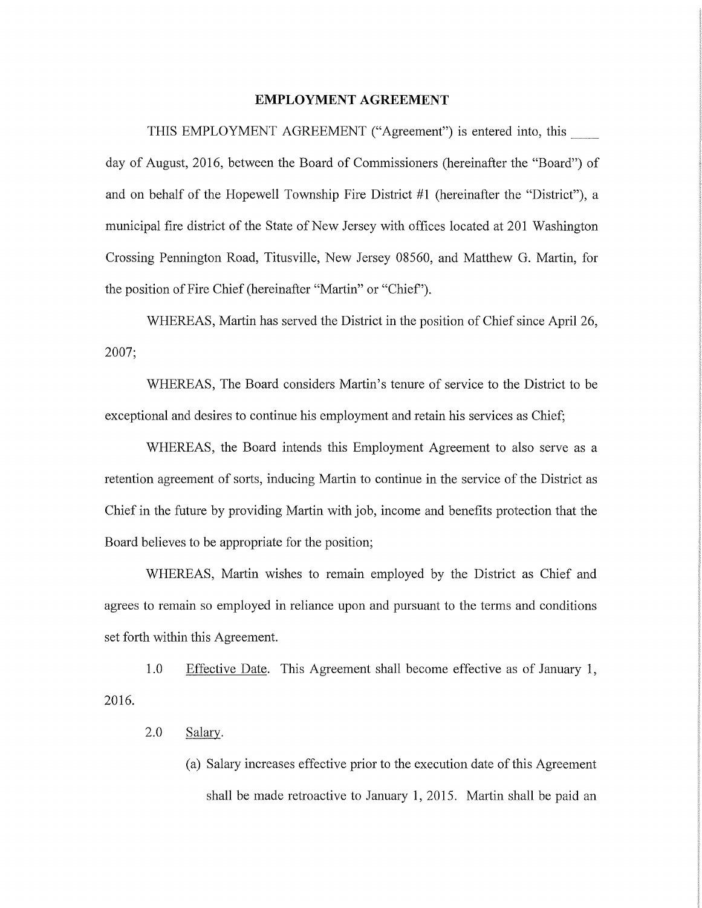# EMPLOYMENT AGREEMENT

THIS EMPLOYMENT AGREEMENT ("Agreement") is entered into, this ____ day of August, 2016, between the Board of Commissioners (hereinafter the "Board") of and on behalf of the Hopewell Township Fire District #1 (hereinafter the "District"), a municipal fire district of the State of New Jersey with offices located at 201 Washington Crossing Pennington Road, Titusville, New Jersey 08560, and Matthew G. Martin, for the position of Fire Chief (hereinafter "Martin" or "Chief").

WHEREAS, Martin has served the District in the position of Chief since April 26, 2007;

WHEREAS, The Board considers Martin's tenure of service to the District to be exceptional and desires to continue his employment and retain his services as Chief;

WHEREAS, the Board intends this Employment Agreement to also serve as a retention agreement of sorts, inducing Martin to continue in the service of the District as Chief in the future by providing Martin with job, income and benefits protection that the Board believes to be appropriate for the position;

WHEREAS, Martin wishes to remain employed by the District as Chief and agrees to remain so employed in reliance upon and pursuant to the terms and conditions set forth within this Agreement.

1.0 Effective Date. This Agreement shall become effective as of January 1, 2016.

2.0 Salary.

(a) Salary increases effective prior to the execution date of this Agreement shall be made retroactive to January 1, 2015. Martin shall be paid an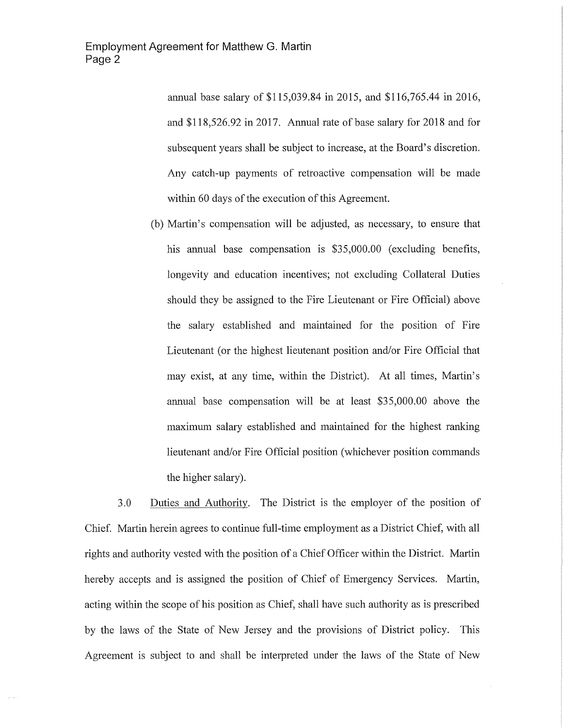annual base salary of $115,039.84 in 2015, and $116,765.44 in 2016, and $118,526.92 in 2017. Annual rate of base salary for 2018 and for subsequent years shall be subject to increase, at the Board's discretion. Any catch-up payments of retroactive compensation will be made within 60 days of the execution of this Agreement.

(b) Martin's compensation will be adjusted, as necessary, to ensure that his annual base compensation is $35,000.00 (excluding benefits, longevity and education incentives; not excluding Collateral Duties should they be assigned to the Fire Lieutenant or Fire Official) above the salary established and maintained for the position of Fire Lieutenant (or the highest lieutenant position and/or Fire Official that may exist, at any time, within the District). At all times, Martin's annual base compensation will be at least $35,000.00 above the maximum salary established and maintained for the highest ranking lieutenant and/or Fire Official position (whichever position commands the higher salary).

3.0 Duties and Authority. The District is the employer of the position of Chief. Martin herein agrees to continue full-time employment as a District Chief, with all rights and authority vested with the position of a Chief Officer within the District. Martin hereby accepts and is assigned the position of Chief of Emergency Services. Martin, acting within the scope of his position as Chief, shall have such authority as is prescribed by the laws of the State of New Jersey and the provisions of District policy. This Agreement is subject to and shall be interpreted under the laws of the State of New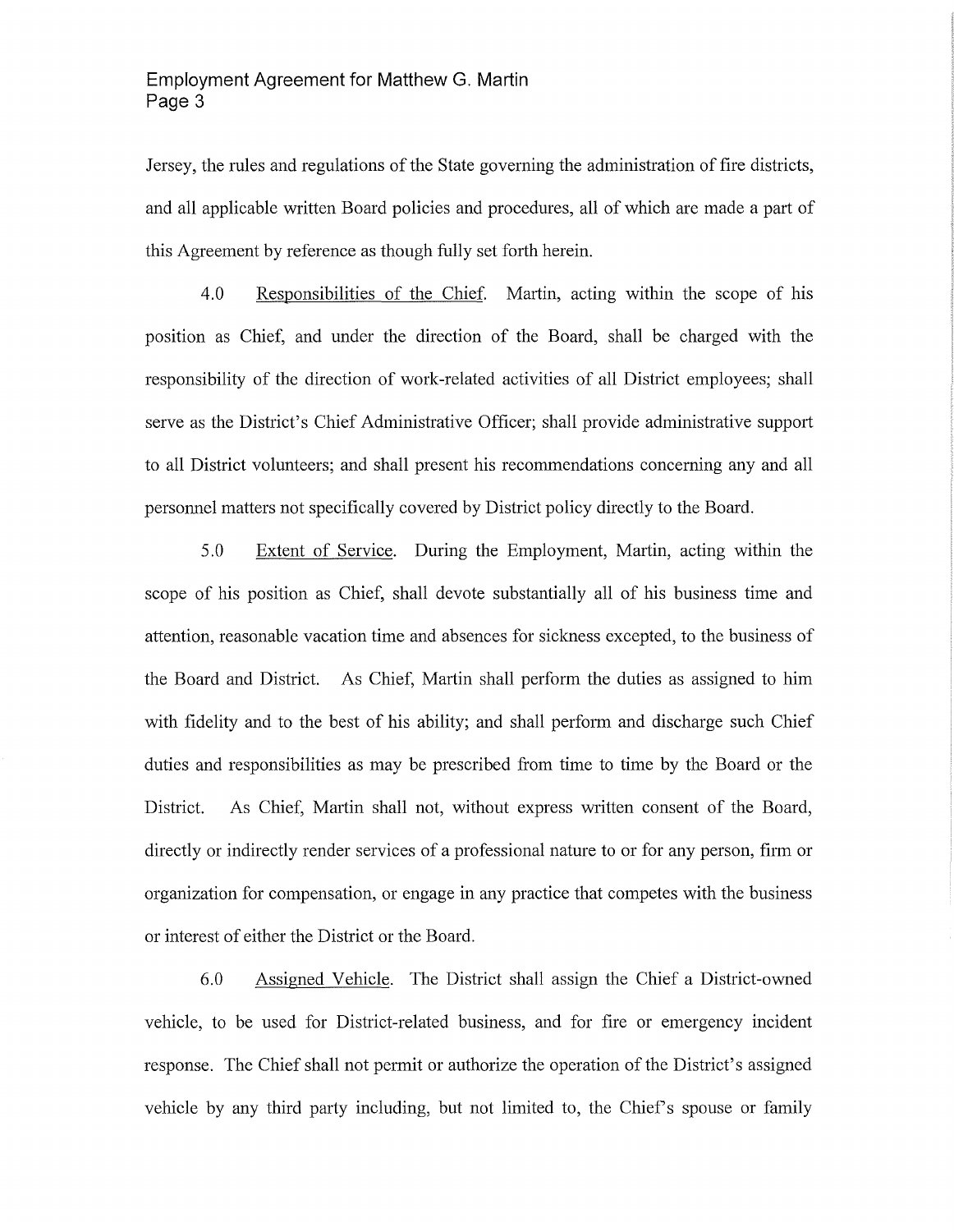Jersey, the rules and regulations of the State governing the administration of fire districts, and all applicable written Board policies and procedures, all of which are made a part of this Agreement by reference as though fully set forth herein.

4.0 Responsibilities of the Chief. Martin, acting within the scope of his position as Chief, and under the direction of the Board, shall be charged with the responsibility of the direction of work-related activities of all District employees; shall serve as the District's Chief Administrative Officer; shall provide administrative support to all District volunteers; and shall present his recommendations concerning any and all personnel matters not specifically covered by District policy directly to the Board.

5.0 Extent of Service. During the Employment, Martin, acting within the scope of his position as Chief, shall devote substantially all of his business time and attention, reasonable vacation time and absences for sickness excepted, to the business of the Board and District. As Chief, Martin shall perform the duties as assigned to him with fidelity and to the best of his ability; and shall perform and discharge such Chief duties and responsibilities as may be prescribed from time to time by the Board or the District. As Chief, Martin shall not, without express written consent of the Board, directly or indirectly render services of a professional nature to or for any person, firm or organization for compensation, or engage in any practice that competes with the business or interest of either the District or the Board.

6.0 Assigned Vehicle. The District shall assign the Chief a District-owned vehicle, to be used for District-related business, and for fire or emergency incident response. The Chief shall not permit or authorize the operation of the District's assigned vehicle by any third party including, but not limited to, the Chief's spouse or family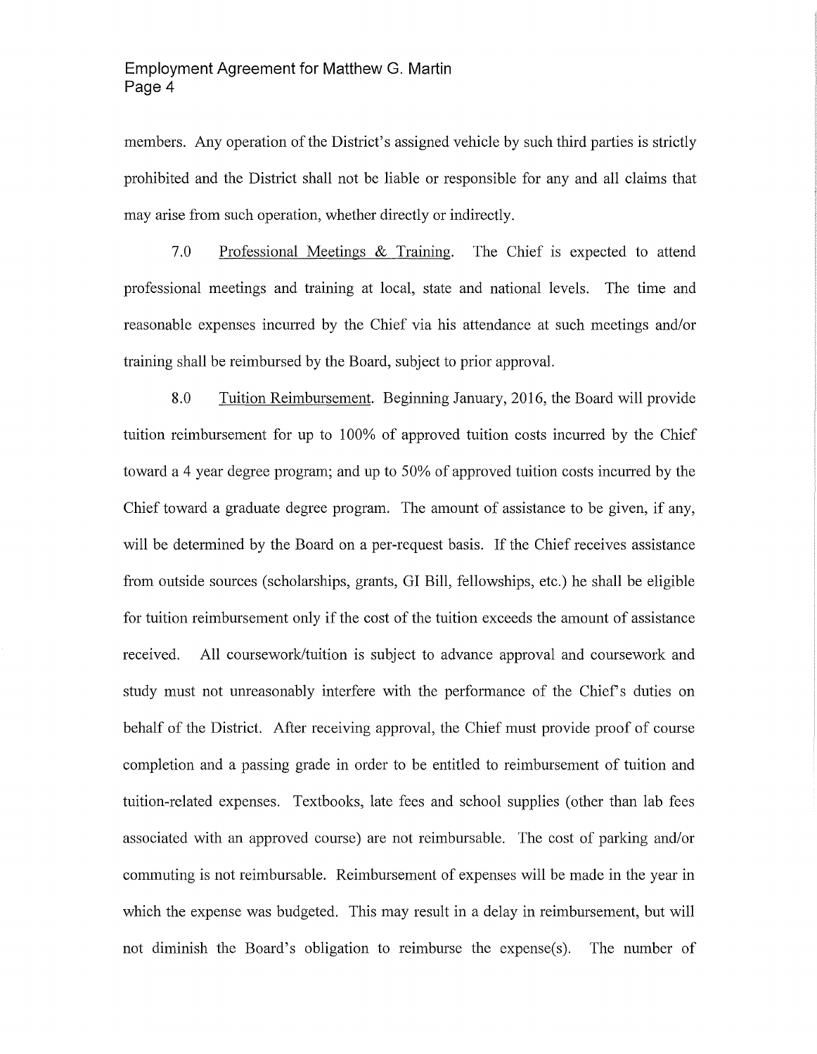members. Any operation of the District's assigned vehicle by such third parties is strictly prohibited and the District shall not be liable or responsible for any and all claims that may arise from such operation, whether directly or indirectly.

7.0 Professional Meetings & Training. The Chief is expected to attend professional meetings and training at local, state and national levels. The time and reasonable expenses incurred by the Chief via his attendance at such meetings and/or training shall be reimbursed by the Board, subject to prior approval.

8.0 Tuition Reimbursement. Beginning January, 2016, the Board will provide tuition reimbursement for up to 100% of approved tuition costs incurred by the Chief toward a 4 year degree program; and up to 50% of approved tuition costs incurred by the Chief toward a graduate degree program. The amount of assistance to be given, if any, will be determined by the Board on a per-request basis. If the Chief receives assistance from outside sources (scholarships, grants, GI Bill, fellowships, etc.) he shall be eligible for tuition reimbursement only if the cost of the tuition exceeds the amount of assistance received. All coursework/tuition is subject to advance approval and coursework and study must not unreasonably interfere with the performance of the Chief's duties on behalf of the District. After receiving approval, the Chief must provide proof of course completion and a passing grade in order to be entitled to reimbursement of tuition and tuition-related expenses. Textbooks, late fees and school supplies (other than lab fees associated with an approved course) are not reimbursable. The cost of parking and/or commuting is not reimbursable. Reimbursement of expenses will be made in the year in which the expense was budgeted. This may result in a delay in reimbursement, but will not diminish the Board's obligation to reimburse the expense(s). The number of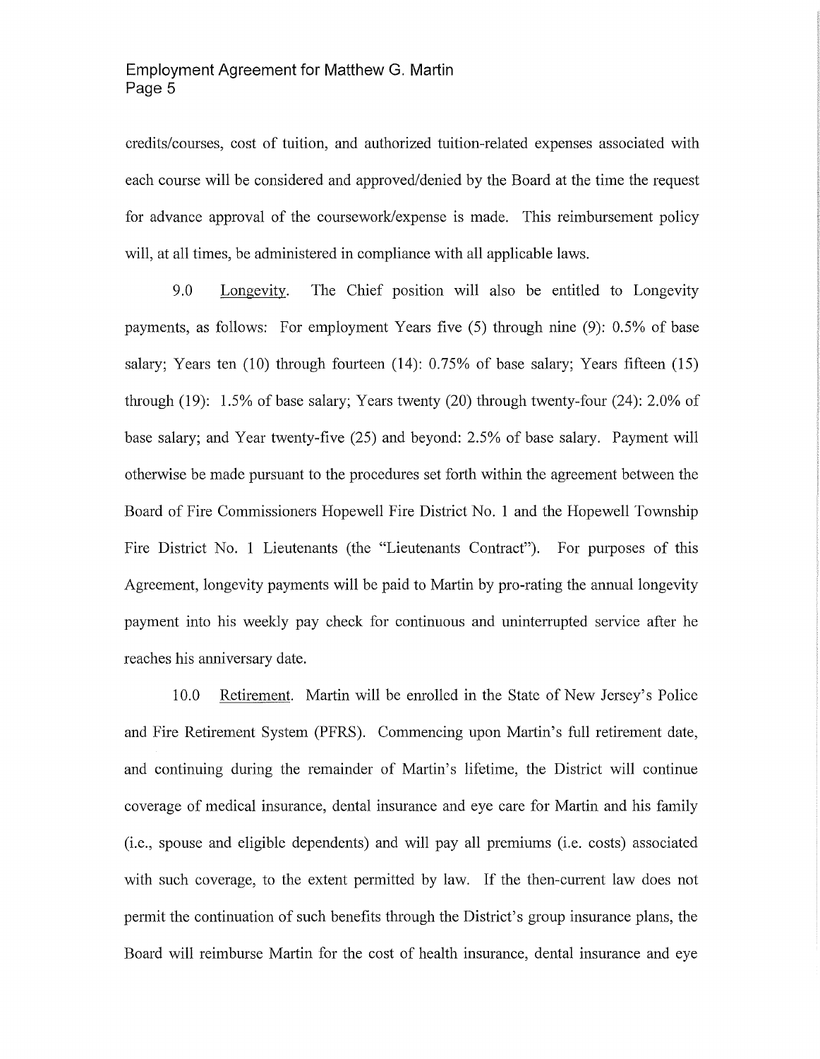credits/courses, cost of tuition, and authorized tuition-related expenses associated with each course will be considered and approved/denied by the Board at the time the request for advance approval of the coursework/expense is made. This reimbursement policy will, at all times, be administered in compliance with all applicable laws.

9.0 Longevity. The Chief position will also be entitled to Longevity payments, as follows: For employment Years five (5) through nine (9): 0.5% of base salary; Years ten (10) through fourteen (14): 0.75% of base salary; Years fifteen (15) through (19): 1.5% of base salary; Years twenty (20) through twenty-four (24): 2.0% of base salary; and Year twenty-five (25) and beyond: 2.5% of base salary. Payment will otherwise be made pursuant to the procedures set forth within the agreement between the Board of Fire Commissioners Hopewell Fire District No. 1 and the Hopewell Township Fire District No. 1 Lieutenants (the "Lieutenants Contract"). For purposes of this Agreement, longevity payments will be paid to Martin by pro-rating the annual longevity payment into his weekly pay check for continuous and uninterrupted service after he reaches his anniversary date.

10.0 Retirement. Martin will be enrolled in the State of New Jersey's Police and Fire Retirement System (PFRS). Commencing upon Martin's full retirement date, and continuing during the remainder of Martin's lifetime, the District will continue coverage of medical insurance, dental insurance and eye care for Martin and his family (i.e., spouse and eligible dependents) and will pay all premiums (i.e. costs) associated with such coverage, to the extent permitted by law. If the then-current law does not permit the continuation of such benefits through the District's group insurance plans, the Board will reimburse Martin for the cost of health insurance, dental insurance and eye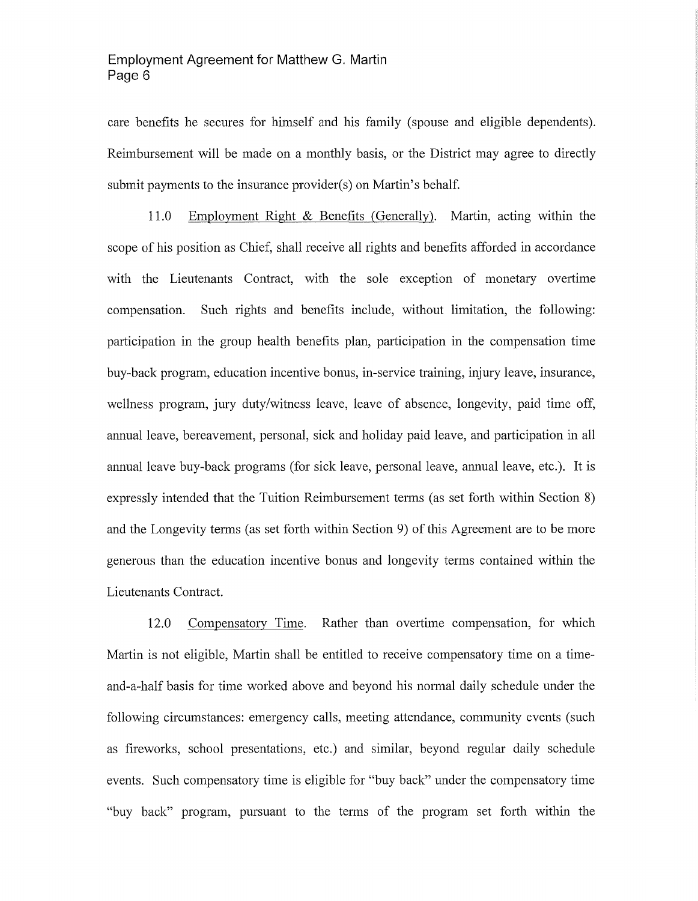care benefits he secures for himself and his family (spouse and eligible dependents). Reimbursement will be made on a monthly basis, or the District may agree to directly submit payments to the insurance provider(s) on Martin's behalf.

11.0 Employment Right & Benefits (Generally). Martin, acting within the scope of his position as Chief, shall receive all rights and benefits afforded in accordance with the Lieutenants Contract, with the sole exception of monetary overtime compensation. Such rights and benefits include, without limitation, the following: participation in the group health benefits plan, participation in the compensation time buy-back program, education incentive bonus, in-service training, injury leave, insurance, wellness program, jury duty/witness leave, leave of absence, longevity, paid time off, annual leave, bereavement, personal, sick and holiday paid leave, and participation in all annual leave buy-back programs (for sick leave, personal leave, annual leave, etc.). It is expressly intended that the Tuition Reimbursement terms (as set forth within Section 8) and the Longevity terms (as set forth within Section 9) of this Agreement are to be more generous than the education incentive bonus and longevity terms contained within the Lieutenants Contract.

12.0 Compensatory Time. Rather than overtime compensation, for which Martin is not eligible, Martin shall be entitled to receive compensatory time on a time-and-a-half basis for time worked above and beyond his normal daily schedule under the following circumstances: emergency calls, meeting attendance, community events (such as fireworks, school presentations, etc.) and similar, beyond regular daily schedule events. Such compensatory time is eligible for "buy back" under the compensatory time "buy back" program, pursuant to the terms of the program set forth within the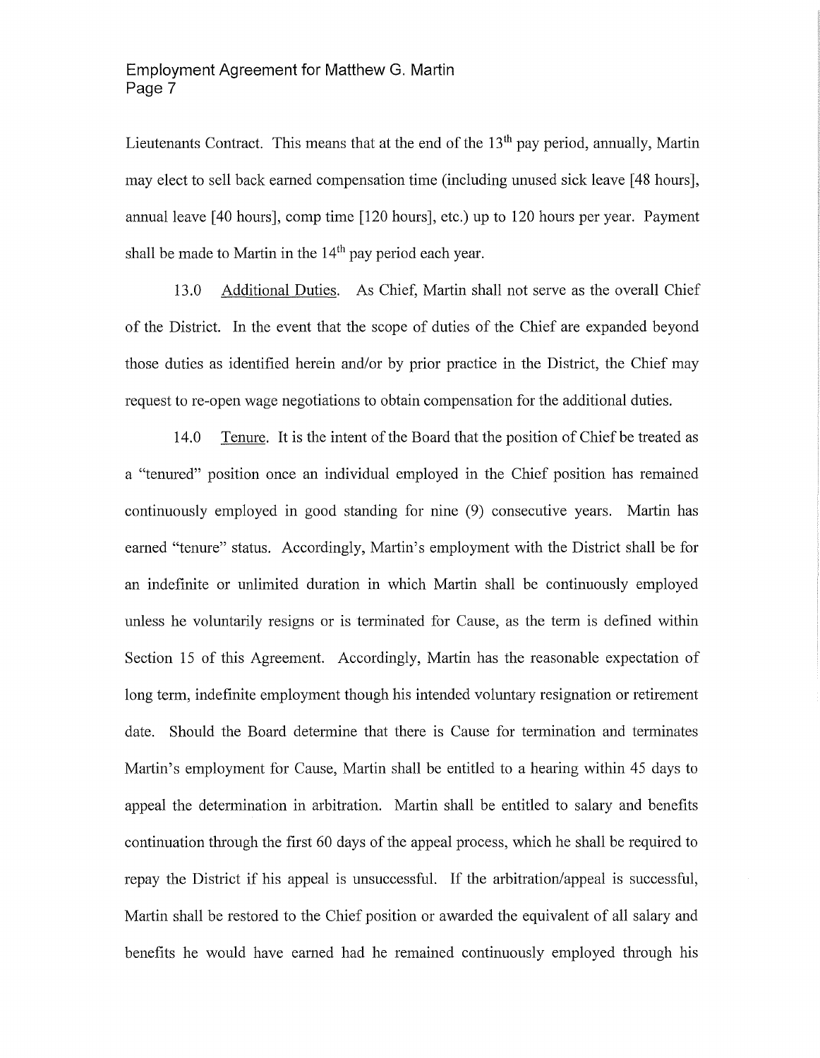Lieutenants Contract. This means that at the end of the 13th pay period, annually, Martin may elect to sell back earned compensation time (including unused sick leave [48 hours], annual leave [40 hours], comp time [120 hours], etc.) up to 120 hours per year. Payment shall be made to Martin in the 14th pay period each year.

13.0 Additional Duties. As Chief, Martin shall not serve as the overall Chief of the District. In the event that the scope of duties of the Chief are expanded beyond those duties as identified herein and/or by prior practice in the District, the Chief may request to re-open wage negotiations to obtain compensation for the additional duties.

14.0 Tenure. It is the intent of the Board that the position of Chief be treated as a "tenured" position once an individual employed in the Chief position has remained continuously employed in good standing for nine (9) consecutive years. Martin has earned "tenure" status. Accordingly, Martin's employment with the District shall be for an indefinite or unlimited duration in which Martin shall be continuously employed unless he voluntarily resigns or is terminated for Cause, as the term is defined within Section 15 of this Agreement. Accordingly, Martin has the reasonable expectation of long term, indefinite employment though his intended voluntary resignation or retirement date. Should the Board determine that there is Cause for termination and terminates Martin's employment for Cause, Martin shall be entitled to a hearing within 45 days to appeal the determination in arbitration. Martin shall be entitled to salary and benefits continuation through the first 60 days of the appeal process, which he shall be required to repay the District if his appeal is unsuccessful. If the arbitration/appeal is successful, Martin shall be restored to the Chief position or awarded the equivalent of all salary and benefits he would have earned had he remained continuously employed through his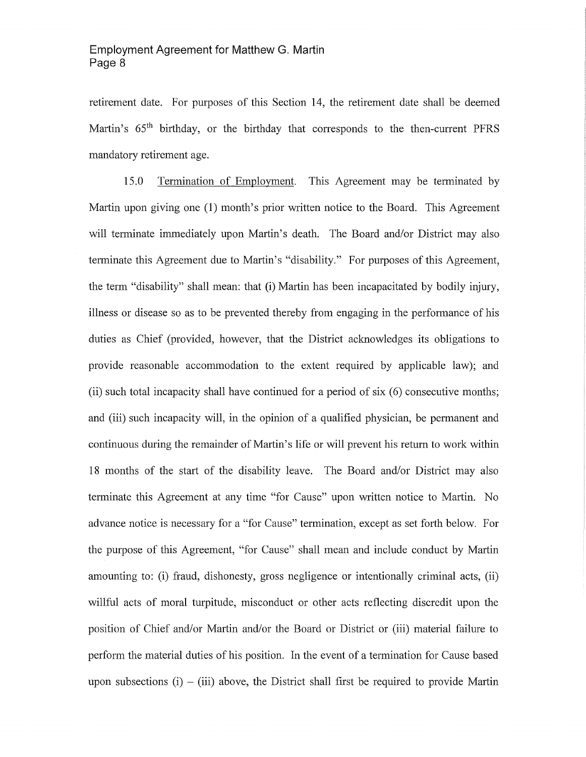retirement date. For purposes of this Section 14, the retirement date shall be deemed Martin's 65th birthday, or the birthday that corresponds to the then-current PFRS mandatory retirement age.

15.0 Termination of Employment. This Agreement may be terminated by Martin upon giving one (1) month's prior written notice to the Board. This Agreement will terminate immediately upon Martin's death. The Board and/or District may also terminate this Agreement due to Martin's "disability." For purposes of this Agreement, the term "disability" shall mean: that (i) Martin has been incapacitated by bodily injury, illness or disease so as to be prevented thereby from engaging in the performance of his duties as Chief (provided, however, that the District acknowledges its obligations to provide reasonable accommodation to the extent required by applicable law); and (ii) such total incapacity shall have continued for a period of six (6) consecutive months; and (iii) such incapacity will, in the opinion of a qualified physician, be permanent and continuous during the remainder of Martin's life or will prevent his return to work within 18 months of the start of the disability leave. The Board and/or District may also terminate this Agreement at any time "for Cause" upon written notice to Martin. No advance notice is necessary for a "for Cause" termination, except as set forth below. For the purpose of this Agreement, "for Cause" shall mean and include conduct by Martin amounting to: (i) fraud, dishonesty, gross negligence or intentionally criminal acts, (ii) willful acts of moral turpitude, misconduct or other acts reflecting discredit upon the position of Chief and/or Martin and/or the Board or District or (iii) material failure to perform the material duties of his position. In the event of a termination for Cause based upon subsections (i) – (iii) above, the District shall first be required to provide Martin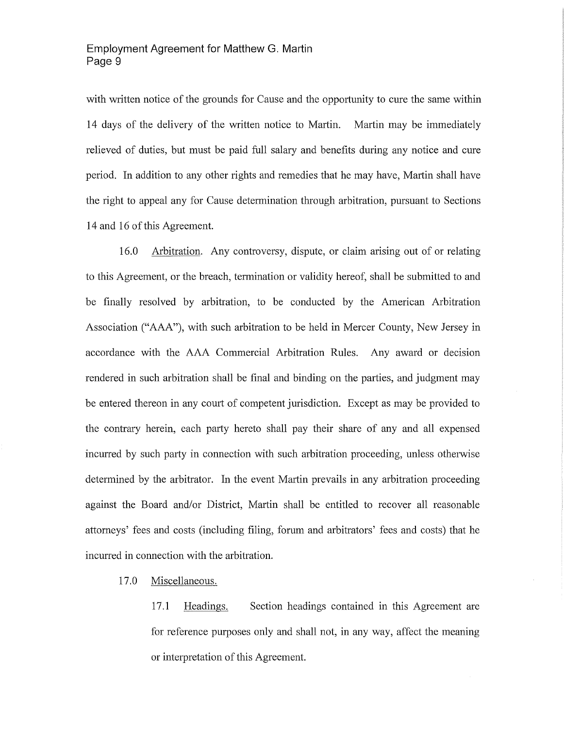with written notice of the grounds for Cause and the opportunity to cure the same within 14 days of the delivery of the written notice to Martin. Martin may be immediately relieved of duties, but must be paid full salary and benefits during any notice and cure period. In addition to any other rights and remedies that he may have, Martin shall have the right to appeal any for Cause determination through arbitration, pursuant to Sections 14 and 16 of this Agreement.

16.0 Arbitration. Any controversy, dispute, or claim arising out of or relating to this Agreement, or the breach, termination or validity hereof, shall be submitted to and be finally resolved by arbitration, to be conducted by the American Arbitration Association ("AAA"), with such arbitration to be held in Mercer County, New Jersey in accordance with the AAA Commercial Arbitration Rules. Any award or decision rendered in such arbitration shall be final and binding on the parties, and judgment may be entered thereon in any court of competent jurisdiction. Except as may be provided to the contrary herein, each party hereto shall pay their share of any and all expensed incurred by such party in connection with such arbitration proceeding, unless otherwise determined by the arbitrator. In the event Martin prevails in any arbitration proceeding against the Board and/or District, Martin shall be entitled to recover all reasonable attorneys' fees and costs (including filing, forum and arbitrators' fees and costs) that he incurred in connection with the arbitration.

17.0 Miscellaneous.

17.1 Headings. Section headings contained in this Agreement are for reference purposes only and shall not, in any way, affect the meaning or interpretation of this Agreement.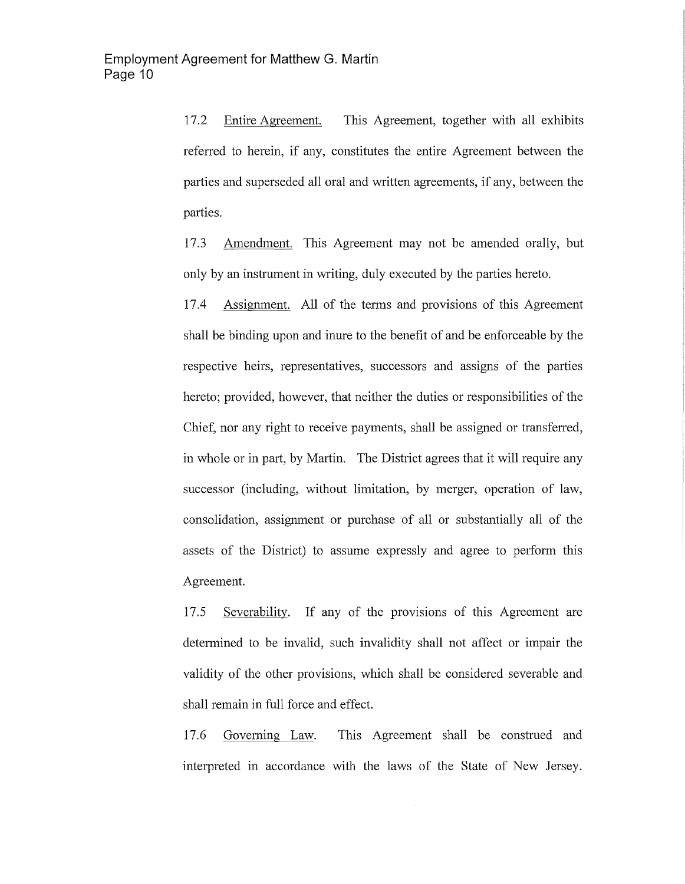17.2 Entire Agreement. This Agreement, together with all exhibits referred to herein, if any, constitutes the entire Agreement between the parties and superseded all oral and written agreements, if any, between the parties.

17.3 Amendment. This Agreement may not be amended orally, but only by an instrument in writing, duly executed by the parties hereto.

17.4 Assignment. All of the terms and provisions of this Agreement shall be binding upon and inure to the benefit of and be enforceable by the respective heirs, representatives, successors and assigns of the parties hereto; provided, however, that neither the duties or responsibilities of the Chief, nor any right to receive payments, shall be assigned or transferred, in whole or in part, by Martin. The District agrees that it will require any successor (including, without limitation, by merger, operation of law, consolidation, assignment or purchase of all or substantially all of the assets of the District) to assume expressly and agree to perform this Agreement.

17.5 Severability. If any of the provisions of this Agreement are determined to be invalid, such invalidity shall not affect or impair the validity of the other provisions, which shall be considered severable and shall remain in full force and effect.

17.6 Governing Law. This Agreement shall be construed and interpreted in accordance with the laws of the State of New Jersey.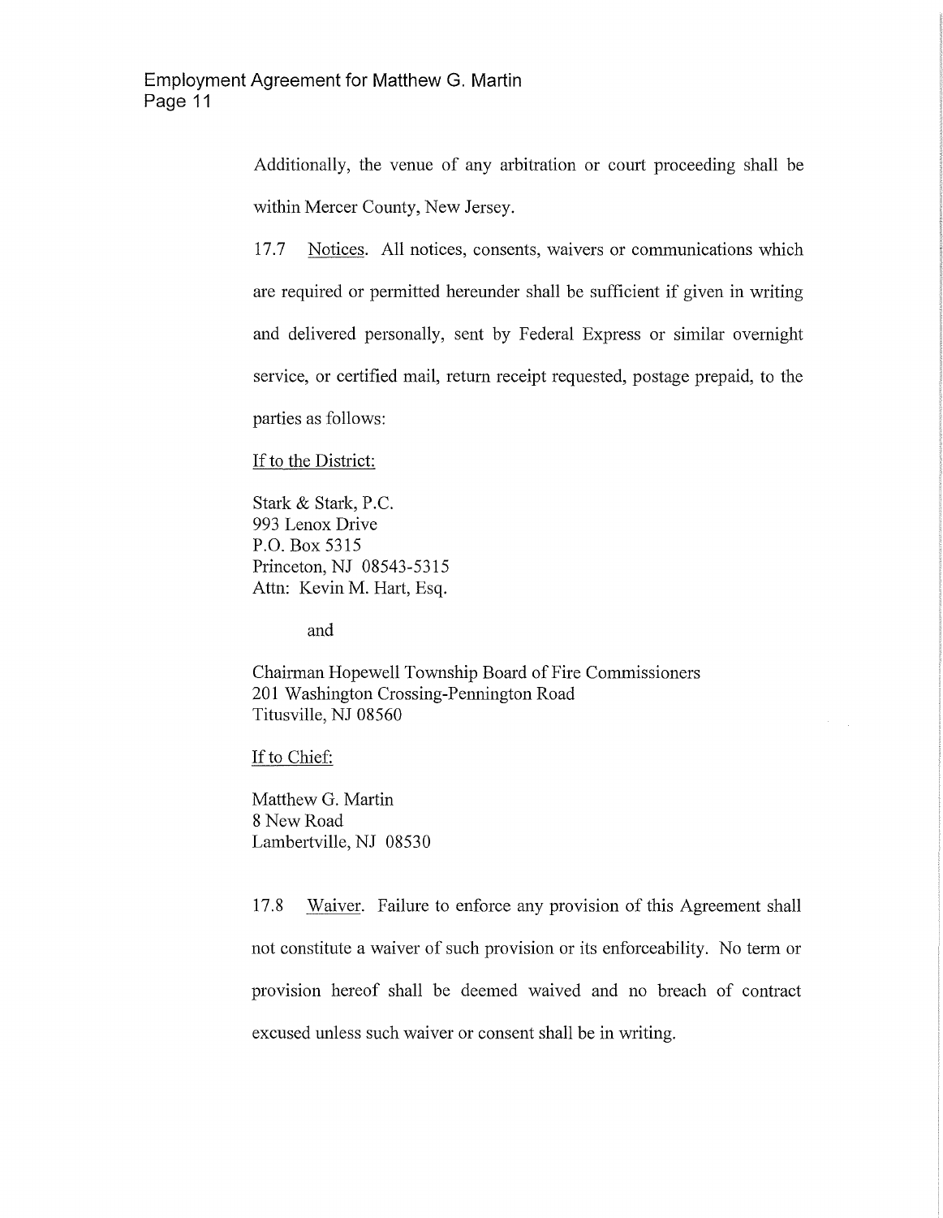Additionally, the venue of any arbitration or court proceeding shall be within Mercer County, New Jersey.

17.7 Notices. All notices, consents, waivers or communications which are required or permitted hereunder shall be sufficient if given in writing and delivered personally, sent by Federal Express or similar overnight service, or certified mail, return receipt requested, postage prepaid, to the parties as follows:

If to the District:

Stark & Stark, P.C.
993 Lenox Drive
P.O. Box 5315
Princeton, NJ 08543-5315
Attn: Kevin M. Hart, Esq.

and

Chairman Hopewell Township Board of Fire Commissioners
201 Washington Crossing-Pennington Road
Titusville, NJ 08560

If to Chief:

Matthew G. Martin
8 New Road
Lambertville, NJ 08530

17.8 Waiver. Failure to enforce any provision of this Agreement shall not constitute a waiver of such provision or its enforceability. No term or provision hereof shall be deemed waived and no breach of contract excused unless such waiver or consent shall be in writing.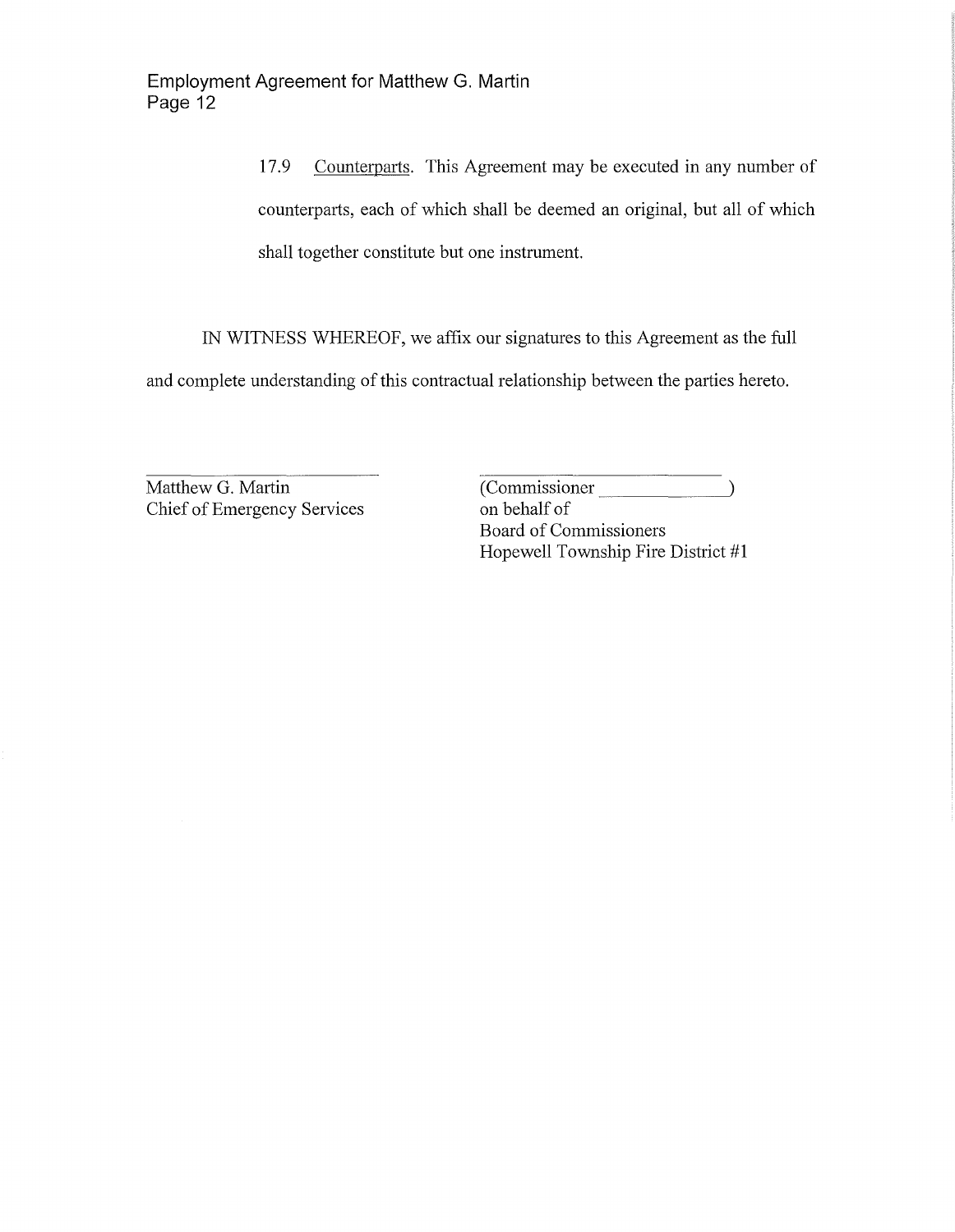17.9 <u>Counterparts</u>. This Agreement may be executed in any number of counterparts, each of which shall be deemed an original, but all of which shall together constitute but one instrument.

IN WITNESS WHEREOF, we affix our signatures to this Agreement as the full and complete understanding of this contractual relationship between the parties hereto.

| | |
|---|---|
| ______________________ | ______________________ |
| Matthew G. Martin | (Commissioner ____________) |
| Chief of Emergency Services | on behalf of |
| | Board of Commissioners |
| | Hopewell Township Fire District #1 |